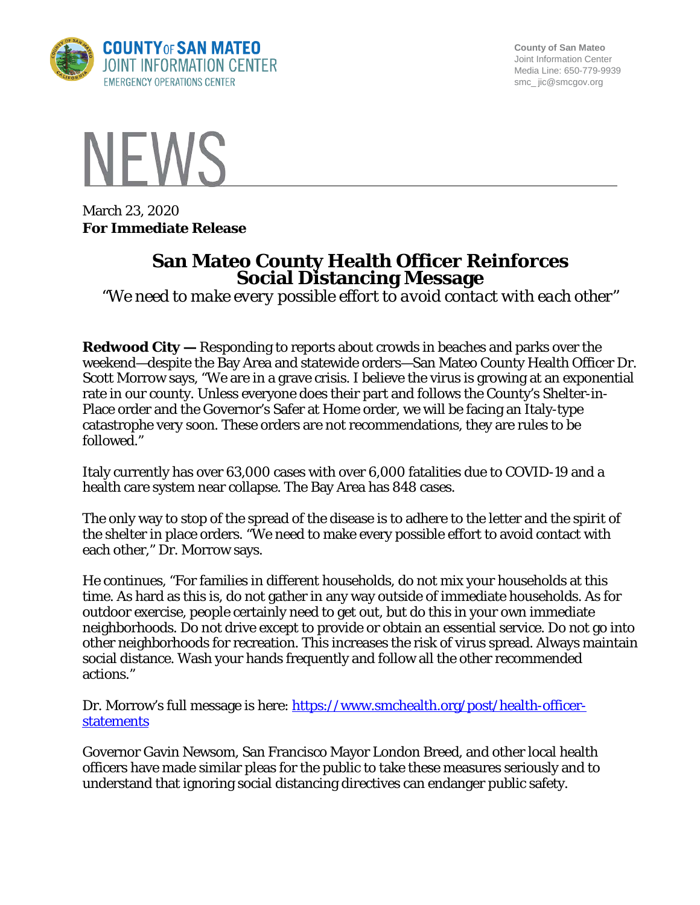**COUNTY OF SAN MATEO**
**JOINT INFORMATION CENTER**
EMERGENCY OPERATIONS CENTER

County of San Mateo
Joint Information Center
Media Line: 650-779-9939
smc_ jic@smcgov.org

# NEWS

March 23, 2020
**For Immediate Release**

## San Mateo County Health Officer Reinforces Social Distancing Message

*"We need to make every possible effort to avoid contact with each other"*

**Redwood City —** Responding to reports about crowds in beaches and parks over the weekend—despite the Bay Area and statewide orders—San Mateo County Health Officer Dr. Scott Morrow says, "We are in a grave crisis. I believe the virus is growing at an exponential rate in our county. Unless everyone does their part and follows the County's Shelter-in-Place order and the Governor's Safer at Home order, we will be facing an Italy-type catastrophe very soon. These orders are not recommendations, they are rules to be followed."

Italy currently has over 63,000 cases with over 6,000 fatalities due to COVID-19 and a health care system near collapse. The Bay Area has 848 cases.

The only way to stop of the spread of the disease is to adhere to the letter and the spirit of the shelter in place orders. "We need to make every possible effort to avoid contact with each other," Dr. Morrow says.

He continues, "For families in different households, do not mix your households at this time. As hard as this is, do not gather in any way outside of immediate households. As for outdoor exercise, people certainly need to get out, but do this in your own immediate neighborhoods. Do not drive except to provide or obtain an essential service. Do not go into other neighborhoods for recreation. This increases the risk of virus spread. Always maintain social distance. Wash your hands frequently and follow all the other recommended actions."

Dr. Morrow's full message is here: [https://www.smchealth.org/post/health-officer-statements](https://www.smchealth.org/post/health-officer-statements)

Governor Gavin Newsom, San Francisco Mayor London Breed, and other local health officers have made similar pleas for the public to take these measures seriously and to understand that ignoring social distancing directives can endanger public safety.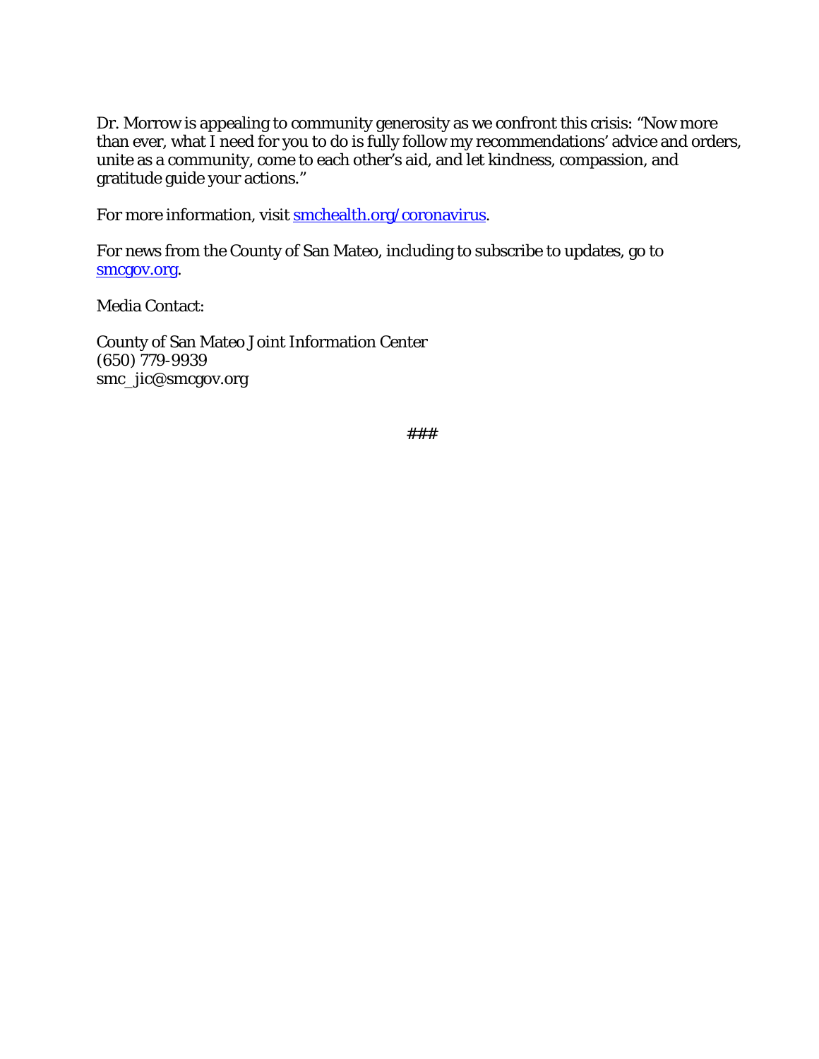Dr. Morrow is appealing to community generosity as we confront this crisis: "Now more than ever, what I need for you to do is fully follow my recommendations' advice and orders, unite as a community, come to each other's aid, and let kindness, compassion, and gratitude guide your actions."

For more information, visit [smchealth.org/coronavirus](smchealth.org/coronavirus).

For news from the County of San Mateo, including to subscribe to updates, go to [smcgov.org](smcgov.org).

Media Contact:

County of San Mateo Joint Information Center  
(650) 779-9939  
smc_jic@smcgov.org

###